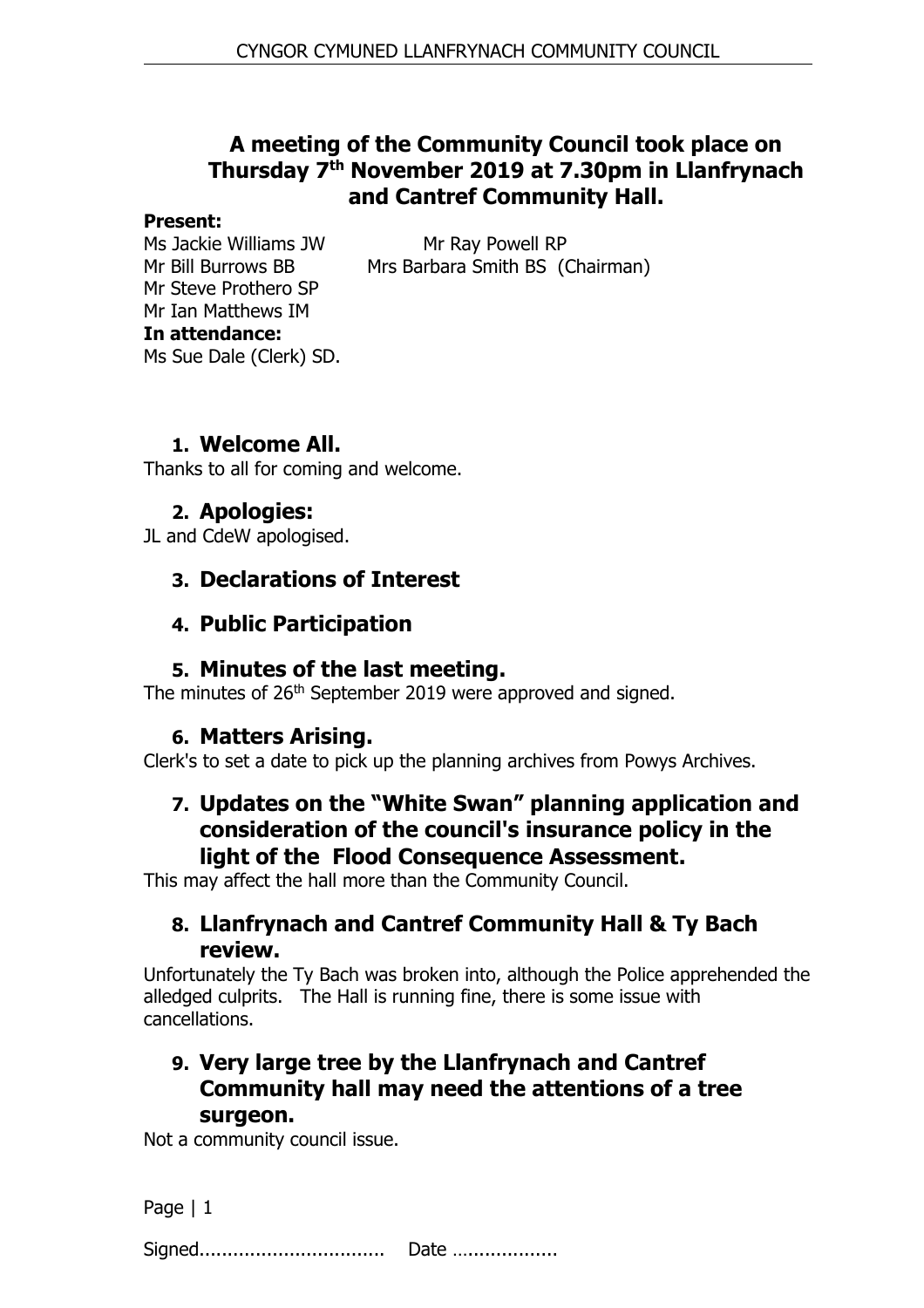# A meeting of the Community Council took place on Thursday 7th November 2019 at 7.30pm in Llanfrynach and Cantref Community Hall.

**Present:**

Ms Jackie Williams JW
Mr Ray Powell RP
Mr Bill Burrows BB
Mrs Barbara Smith BS (Chairman)
Mr Steve Prothero SP
Mr Ian Matthews IM

**In attendance:**

Ms Sue Dale (Clerk) SD.

## 1. Welcome All.

Thanks to all for coming and welcome.

## 2. Apologies:

JL and CdeW apologised.

## 3. Declarations of Interest

## 4. Public Participation

## 5. Minutes of the last meeting.

The minutes of 26th September 2019 were approved and signed.

## 6. Matters Arising.

Clerk's to set a date to pick up the planning archives from Powys Archives.

## 7. Updates on the "White Swan" planning application and consideration of the council's insurance policy in the light of the Flood Consequence Assessment.

This may affect the hall more than the Community Council.

## 8. Llanfrynach and Cantref Community Hall & Ty Bach review.

Unfortunately the Ty Bach was broken into, although the Police apprehended the alledged culprits. The Hall is running fine, there is some issue with cancellations.

## 9. Very large tree by the Llanfrynach and Cantref Community hall may need the attentions of a tree surgeon.

Not a community council issue.

Signed................................ Date ..................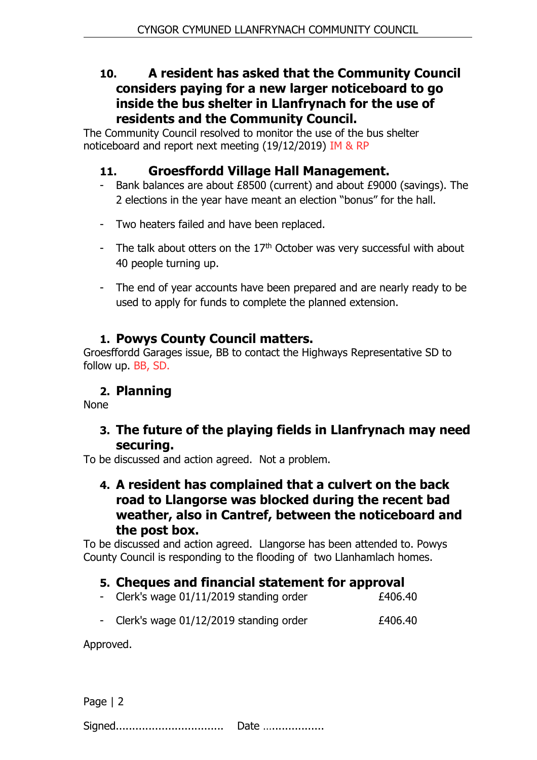### 10. A resident has asked that the Community Council considers paying for a new larger noticeboard to go inside the bus shelter in Llanfrynach for the use of residents and the Community Council.

The Community Council resolved to monitor the use of the bus shelter noticeboard and report next meeting (19/12/2019) IM & RP

### 11. Groesffordd Village Hall Management.

- Bank balances are about £8500 (current) and about £9000 (savings). The 2 elections in the year have meant an election "bonus" for the hall.
- Two heaters failed and have been replaced.
- The talk about otters on the 17th October was very successful with about 40 people turning up.
- The end of year accounts have been prepared and are nearly ready to be used to apply for funds to complete the planned extension.

### 1. Powys County Council matters.

Groesffordd Garages issue, BB to contact the Highways Representative SD to follow up. BB, SD.

### 2. Planning

None

### 3. The future of the playing fields in Llanfrynach may need securing.

To be discussed and action agreed. Not a problem.

### 4. A resident has complained that a culvert on the back road to Llangorse was blocked during the recent bad weather, also in Cantref, between the noticeboard and the post box.

To be discussed and action agreed. Llangorse has been attended to. Powys County Council is responding to the flooding of two Llanhamlach homes.

### 5. Cheques and financial statement for approval

| | |
|---|---|
| - Clerk's wage 01/11/2019 standing order | £406.40 |
| - Clerk's wage 01/12/2019 standing order | £406.40 |

Approved.

Signed................................. Date ...................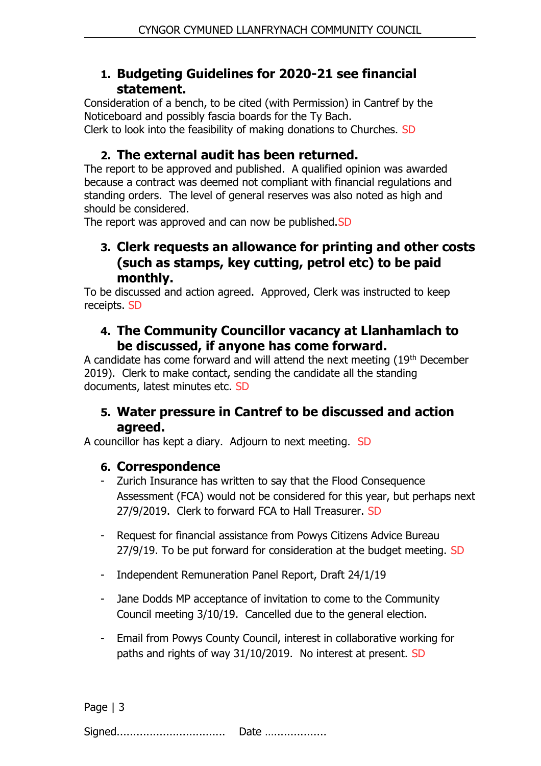1. **Budgeting Guidelines for 2020-21 see financial statement.**

Consideration of a bench, to be cited (with Permission) in Cantref by the Noticeboard and possibly fascia boards for the Ty Bach.
Clerk to look into the feasibility of making donations to Churches. SD

2. **The external audit has been returned.**

The report to be approved and published. A qualified opinion was awarded because a contract was deemed not compliant with financial regulations and standing orders. The level of general reserves was also noted as high and should be considered.
The report was approved and can now be published.SD

3. **Clerk requests an allowance for printing and other costs (such as stamps, key cutting, petrol etc) to be paid monthly.**

To be discussed and action agreed. Approved, Clerk was instructed to keep receipts. SD

4. **The Community Councillor vacancy at Llanhamlach to be discussed, if anyone has come forward.**

A candidate has come forward and will attend the next meeting (19th December 2019). Clerk to make contact, sending the candidate all the standing documents, latest minutes etc. SD

5. **Water pressure in Cantref to be discussed and action agreed.**

A councillor has kept a diary. Adjourn to next meeting. SD

6. **Correspondence**

- Zurich Insurance has written to say that the Flood Consequence Assessment (FCA) would not be considered for this year, but perhaps next 27/9/2019. Clerk to forward FCA to Hall Treasurer. SD

- Request for financial assistance from Powys Citizens Advice Bureau 27/9/19. To be put forward for consideration at the budget meeting. SD

- Independent Remuneration Panel Report, Draft 24/1/19

- Jane Dodds MP acceptance of invitation to come to the Community Council meeting 3/10/19. Cancelled due to the general election.

- Email from Powys County Council, interest in collaborative working for paths and rights of way 31/10/2019. No interest at present. SD

Signed................................ Date ...................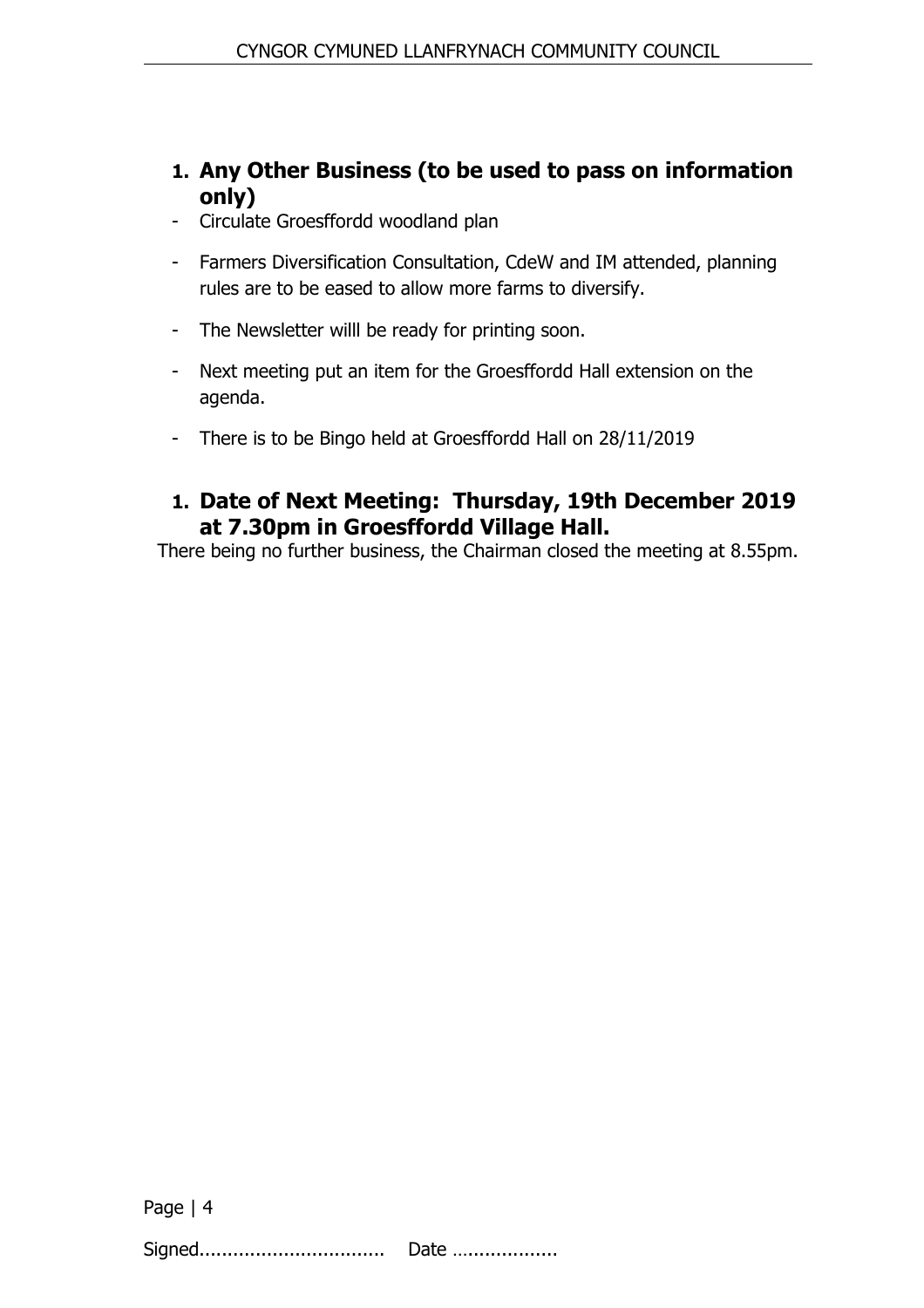1. **Any Other Business (to be used to pass on information only)**

- Circulate Groesffordd woodland plan
- Farmers Diversification Consultation, CdeW and IM attended, planning rules are to be eased to allow more farms to diversify.
- The Newsletter willl be ready for printing soon.
- Next meeting put an item for the Groesffordd Hall extension on the agenda.
- There is to be Bingo held at Groesffordd Hall on 28/11/2019

1. **Date of Next Meeting: Thursday, 19th December 2019 at 7.30pm in Groesffordd Village Hall.**

There being no further business, the Chairman closed the meeting at 8.55pm.

Signed................................. Date ...................